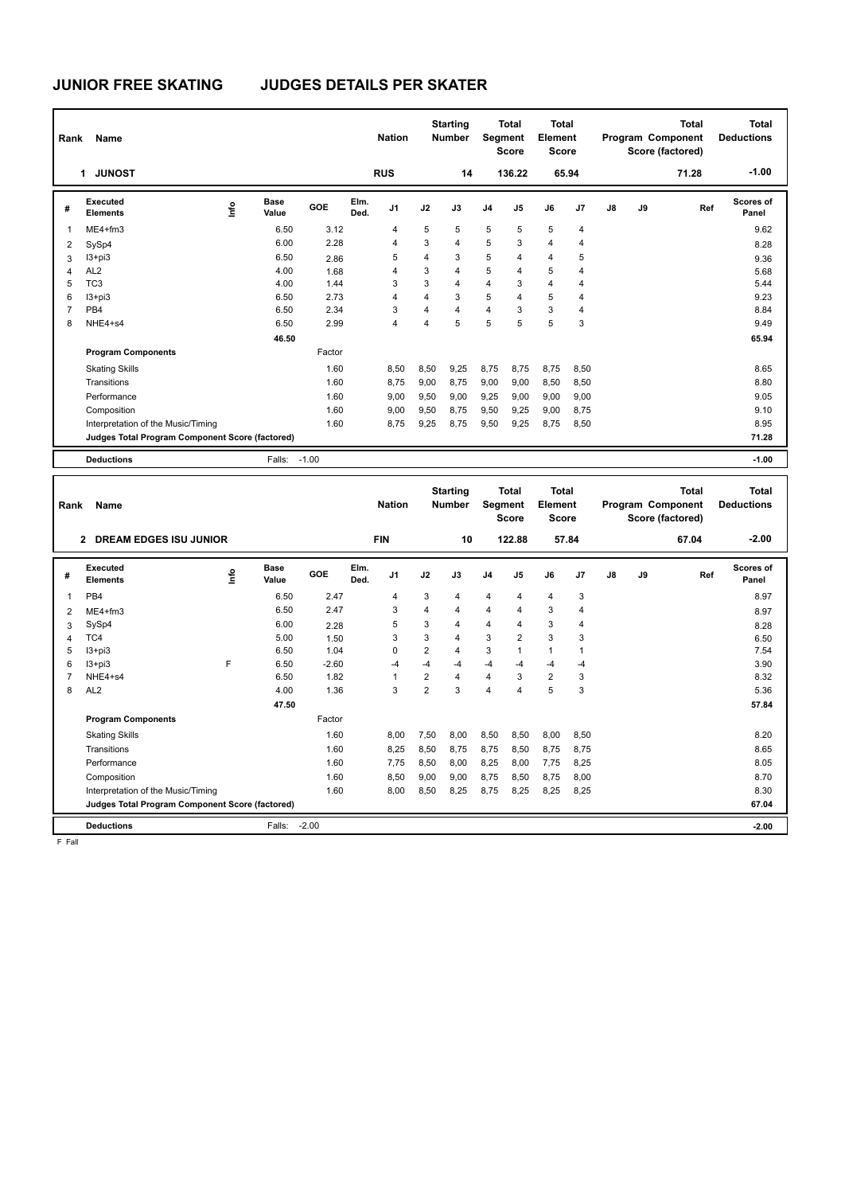# JUNIOR FREE SKATING JUDGES DETAILS PER SKATER

| Rank | Name | Nation | Starting Number | Total Segment Score | Total Element Score | Total Program Component Score (factored) | Total Deductions |
|---|---|---|---|---|---|---|---|
| 1 | JUNOST | RUS | 14 | 136.22 | 65.94 | 71.28 | -1.00 |

| # | Executed Elements | Info | Base Value | GOE | Elm. Ded. | J1 | J2 | J3 | J4 | J5 | J6 | J7 | J8 | J9 | Ref | Scores of Panel |
|---|---|---|---|---|---|---|---|---|---|---|---|---|---|---|---|---|
| 1 | ME4+fm3 | | 6.50 | 3.12 | | 4 | 5 | 5 | 5 | 5 | 5 | 4 | | | | 9.62 |
| 2 | SySp4 | | 6.00 | 2.28 | | 4 | 3 | 4 | 5 | 3 | 4 | 4 | | | | 8.28 |
| 3 | I3+pi3 | | 6.50 | 2.86 | | 5 | 4 | 3 | 5 | 4 | 4 | 5 | | | | 9.36 |
| 4 | AL2 | | 4.00 | 1.68 | | 4 | 3 | 4 | 5 | 4 | 5 | 4 | | | | 5.68 |
| 5 | TC3 | | 4.00 | 1.44 | | 3 | 3 | 4 | 4 | 3 | 4 | 4 | | | | 5.44 |
| 6 | I3+pi3 | | 6.50 | 2.73 | | 4 | 4 | 3 | 5 | 4 | 5 | 4 | | | | 9.23 |
| 7 | PB4 | | 6.50 | 2.34 | | 3 | 4 | 4 | 4 | 3 | 3 | 4 | | | | 8.84 |
| 8 | NHE4+s4 | | 6.50 | 2.99 | | 4 | 4 | 5 | 5 | 5 | 5 | 3 | | | | 9.49 |
| | | | 46.50 | | | | | | | | | | | | | 65.94 |
| | **Program Components** | | | Factor | | | | | | | | | | | | |
| | Skating Skills | | | 1.60 | | 8,50 | 8,50 | 9,25 | 8,75 | 8,75 | 8,75 | 8,50 | | | | 8.65 |
| | Transitions | | | 1.60 | | 8,75 | 9,00 | 8,75 | 9,00 | 9,00 | 8,50 | 8,50 | | | | 8.80 |
| | Performance | | | 1.60 | | 9,00 | 9,50 | 9,00 | 9,25 | 9,00 | 9,00 | 9,00 | | | | 9.05 |
| | Composition | | | 1.60 | | 9,00 | 9,50 | 8,75 | 9,50 | 9,25 | 9,00 | 8,75 | | | | 9.10 |
| | Interpretation of the Music/Timing | | | 1.60 | | 8,75 | 9,25 | 8,75 | 9,50 | 9,25 | 8,75 | 8,50 | | | | 8.95 |
| | **Judges Total Program Component Score (factored)** | | | | | | | | | | | | | | | 71.28 |
| | **Deductions** | | Falls: | -1.00 | | | | | | | | | | | | -1.00 |

| Rank | Name | Nation | Starting Number | Total Segment Score | Total Element Score | Total Program Component Score (factored) | Total Deductions |
|---|---|---|---|---|---|---|---|
| 2 | DREAM EDGES ISU JUNIOR | FIN | 10 | 122.88 | 57.84 | 67.04 | -2.00 |

| # | Executed Elements | Info | Base Value | GOE | Elm. Ded. | J1 | J2 | J3 | J4 | J5 | J6 | J7 | J8 | J9 | Ref | Scores of Panel |
|---|---|---|---|---|---|---|---|---|---|---|---|---|---|---|---|---|
| 1 | PB4 | | 6.50 | 2.47 | | 4 | 3 | 4 | 4 | 4 | 4 | 3 | | | | 8.97 |
| 2 | ME4+fm3 | | 6.50 | 2.47 | | 3 | 4 | 4 | 4 | 4 | 3 | 4 | | | | 8.97 |
| 3 | SySp4 | | 6.00 | 2.28 | | 5 | 3 | 4 | 4 | 4 | 3 | 4 | | | | 8.28 |
| 4 | TC4 | | 5.00 | 1.50 | | 3 | 3 | 4 | 3 | 2 | 3 | 3 | | | | 6.50 |
| 5 | I3+pi3 | | 6.50 | 1.04 | | 0 | 2 | 4 | 3 | 1 | 1 | 1 | | | | 7.54 |
| 6 | I3+pi3 | F | 6.50 | -2.60 | | -4 | -4 | -4 | -4 | -4 | -4 | -4 | | | | 3.90 |
| 7 | NHE4+s4 | | 6.50 | 1.82 | | 1 | 2 | 4 | 4 | 3 | 2 | 3 | | | | 8.32 |
| 8 | AL2 | | 4.00 | 1.36 | | 3 | 2 | 3 | 4 | 4 | 5 | 3 | | | | 5.36 |
| | | | 47.50 | | | | | | | | | | | | | 57.84 |
| | **Program Components** | | | Factor | | | | | | | | | | | | |
| | Skating Skills | | | 1.60 | | 8,00 | 7,50 | 8,00 | 8,50 | 8,50 | 8,00 | 8,50 | | | | 8.20 |
| | Transitions | | | 1.60 | | 8,25 | 8,50 | 8,75 | 8,75 | 8,50 | 8,75 | 8,75 | | | | 8.65 |
| | Performance | | | 1.60 | | 7,75 | 8,50 | 8,00 | 8,25 | 8,00 | 7,75 | 8,25 | | | | 8.05 |
| | Composition | | | 1.60 | | 8,50 | 9,00 | 9,00 | 8,75 | 8,50 | 8,75 | 8,00 | | | | 8.70 |
| | Interpretation of the Music/Timing | | | 1.60 | | 8,00 | 8,50 | 8,25 | 8,75 | 8,25 | 8,25 | 8,25 | | | | 8.30 |
| | **Judges Total Program Component Score (factored)** | | | | | | | | | | | | | | | 67.04 |
| | **Deductions** | | Falls: | -2.00 | | | | | | | | | | | | -2.00 |

F Fall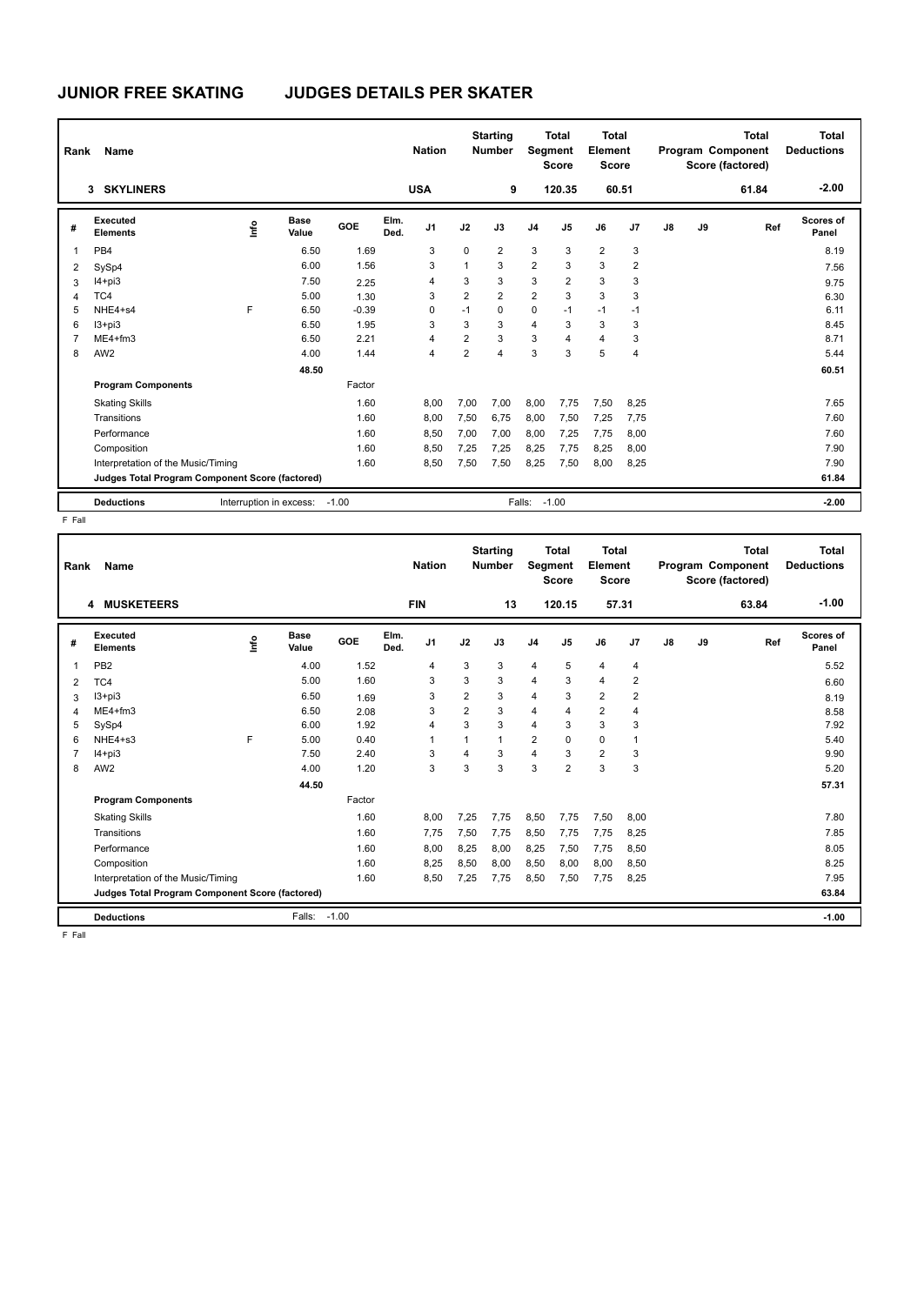# JUNIOR FREE SKATING JUDGES DETAILS PER SKATER

| Rank | Name | Nation | Starting Number | Total Segment Score | Total Element Score | Total Program Component Score (factored) | Total Deductions |
|---|---|---|---|---|---|---|---|
| 3 | SKYLINERS | USA | 9 | 120.35 | 60.51 | 61.84 | -2.00 |

| # | Executed Elements | Info | Base Value | GOE | Elm. Ded. | J1 | J2 | J3 | J4 | J5 | J6 | J7 | J8 | J9 | Ref | Scores of Panel |
|---|---|---|---|---|---|---|---|---|---|---|---|---|---|---|---|---|
| 1 | PB4 | | 6.50 | 1.69 | | 3 | 0 | 2 | 3 | 3 | 2 | 3 | | | | 8.19 |
| 2 | SySp4 | | 6.00 | 1.56 | | 3 | 1 | 3 | 2 | 3 | 3 | 2 | | | | 7.56 |
| 3 | I4+pi3 | | 7.50 | 2.25 | | 4 | 3 | 3 | 3 | 2 | 3 | 3 | | | | 9.75 |
| 4 | TC4 | | 5.00 | 1.30 | | 3 | 2 | 2 | 2 | 3 | 3 | 3 | | | | 6.30 |
| 5 | NHE4+s4 | F | 6.50 | -0.39 | | 0 | -1 | 0 | 0 | -1 | -1 | -1 | | | | 6.11 |
| 6 | I3+pi3 | | 6.50 | 1.95 | | 3 | 3 | 3 | 4 | 3 | 3 | 3 | | | | 8.45 |
| 7 | ME4+fm3 | | 6.50 | 2.21 | | 4 | 2 | 3 | 3 | 4 | 4 | 3 | | | | 8.71 |
| 8 | AW2 | | 4.00 | 1.44 | | 4 | 2 | 4 | 3 | 3 | 5 | 4 | | | | 5.44 |
| | | | 48.50 | | | | | | | | | | | | | 60.51 |
| | **Program Components** | | | Factor | | | | | | | | | | | | |
| | Skating Skills | | | 1.60 | | 8,00 | 7,00 | 7,00 | 8,00 | 7,75 | 7,50 | 8,25 | | | | 7.65 |
| | Transitions | | | 1.60 | | 8,00 | 7,50 | 6,75 | 8,00 | 7,50 | 7,25 | 7,75 | | | | 7.60 |
| | Performance | | | 1.60 | | 8,50 | 7,00 | 7,00 | 8,00 | 7,25 | 7,75 | 8,00 | | | | 7.60 |
| | Composition | | | 1.60 | | 8,50 | 7,25 | 7,25 | 8,25 | 7,75 | 8,25 | 8,00 | | | | 7.90 |
| | Interpretation of the Music/Timing | | | 1.60 | | 8,50 | 7,50 | 7,50 | 8,25 | 7,50 | 8,00 | 8,25 | | | | 7.90 |
| | **Judges Total Program Component Score (factored)** | | | | | | | | | | | | | | | 61.84 |
| | **Deductions** | | Interruption in excess: | -1.00 | | | | | Falls: | -1.00 | | | | | | -2.00 |

F Fall

| Rank | Name | Nation | Starting Number | Total Segment Score | Total Element Score | Total Program Component Score (factored) | Total Deductions |
|---|---|---|---|---|---|---|---|
| 4 | MUSKETEERS | FIN | 13 | 120.15 | 57.31 | 63.84 | -1.00 |

| # | Executed Elements | Info | Base Value | GOE | Elm. Ded. | J1 | J2 | J3 | J4 | J5 | J6 | J7 | J8 | J9 | Ref | Scores of Panel |
|---|---|---|---|---|---|---|---|---|---|---|---|---|---|---|---|---|
| 1 | PB2 | | 4.00 | 1.52 | | 4 | 3 | 3 | 4 | 5 | 4 | 4 | | | | 5.52 |
| 2 | TC4 | | 5.00 | 1.60 | | 3 | 3 | 3 | 4 | 3 | 4 | 2 | | | | 6.60 |
| 3 | I3+pi3 | | 6.50 | 1.69 | | 3 | 2 | 3 | 4 | 3 | 2 | 2 | | | | 8.19 |
| 4 | ME4+fm3 | | 6.50 | 2.08 | | 3 | 2 | 3 | 4 | 4 | 2 | 4 | | | | 8.58 |
| 5 | SySp4 | | 6.00 | 1.92 | | 4 | 3 | 3 | 4 | 3 | 3 | 3 | | | | 7.92 |
| 6 | NHE4+s3 | F | 5.00 | 0.40 | | 1 | 1 | 1 | 2 | 0 | 0 | 1 | | | | 5.40 |
| 7 | I4+pi3 | | 7.50 | 2.40 | | 3 | 4 | 3 | 4 | 3 | 2 | 3 | | | | 9.90 |
| 8 | AW2 | | 4.00 | 1.20 | | 3 | 3 | 3 | 3 | 2 | 3 | 3 | | | | 5.20 |
| | | | 44.50 | | | | | | | | | | | | | 57.31 |
| | **Program Components** | | | Factor | | | | | | | | | | | | |
| | Skating Skills | | | 1.60 | | 8,00 | 7,25 | 7,75 | 8,50 | 7,75 | 7,50 | 8,00 | | | | 7.80 |
| | Transitions | | | 1.60 | | 7,75 | 7,50 | 7,75 | 8,50 | 7,75 | 7,75 | 8,25 | | | | 7.85 |
| | Performance | | | 1.60 | | 8,00 | 8,25 | 8,00 | 8,25 | 7,50 | 7,75 | 8,50 | | | | 8.05 |
| | Composition | | | 1.60 | | 8,25 | 8,50 | 8,00 | 8,50 | 8,00 | 8,00 | 8,50 | | | | 8.25 |
| | Interpretation of the Music/Timing | | | 1.60 | | 8,50 | 7,25 | 7,75 | 8,50 | 7,50 | 7,75 | 8,25 | | | | 7.95 |
| | **Judges Total Program Component Score (factored)** | | | | | | | | | | | | | | | 63.84 |
| | **Deductions** | | Falls: | -1.00 | | | | | | | | | | | | -1.00 |

F Fall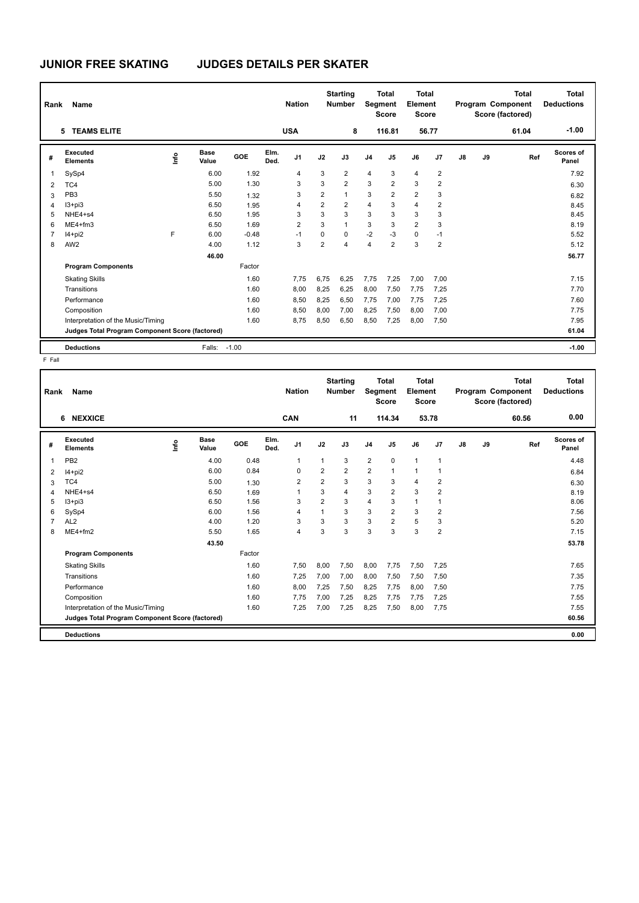# JUNIOR FREE SKATING JUDGES DETAILS PER SKATER

| Rank | Name | | Nation | Starting Number | Total Segment Score | Total Element Score | Total Program Component Score (factored) | Total Deductions |
|---|---|---|---|---|---|---|---|---|
| 5 | TEAMS ELITE | | USA | 8 | 116.81 | 56.77 | 61.04 | -1.00 |

| # | Executed Elements | Info | Base Value | GOE | Elm. Ded. | J1 | J2 | J3 | J4 | J5 | J6 | J7 | J8 | J9 | Ref | Scores of Panel |
|---|---|---|---|---|---|---|---|---|---|---|---|---|---|---|---|---|
| 1 | SySp4 | | 6.00 | 1.92 | | 4 | 3 | 2 | 4 | 3 | 4 | 2 | | | | 7.92 |
| 2 | TC4 | | 5.00 | 1.30 | | 3 | 3 | 2 | 3 | 2 | 3 | 2 | | | | 6.30 |
| 3 | PB3 | | 5.50 | 1.32 | | 3 | 2 | 1 | 3 | 2 | 2 | 3 | | | | 6.82 |
| 4 | I3+pi3 | | 6.50 | 1.95 | | 4 | 2 | 2 | 4 | 3 | 4 | 2 | | | | 8.45 |
| 5 | NHE4+s4 | | 6.50 | 1.95 | | 3 | 3 | 3 | 3 | 3 | 3 | 3 | | | | 8.45 |
| 6 | ME4+fm3 | | 6.50 | 1.69 | | 2 | 3 | 1 | 3 | 3 | 2 | 3 | | | | 8.19 |
| 7 | I4+pi2 | F | 6.00 | -0.48 | | -1 | 0 | 0 | -2 | -3 | 0 | -1 | | | | 5.52 |
| 8 | AW2 | | 4.00 | 1.12 | | 3 | 2 | 4 | 4 | 2 | 3 | 2 | | | | 5.12 |
| | | | 46.00 | | | | | | | | | | | | | 56.77 |
| | **Program Components** | | | Factor | | | | | | | | | | | | |
| | Skating Skills | | | 1.60 | | 7,75 | 6,75 | 6,25 | 7,75 | 7,25 | 7,00 | 7,00 | | | | 7.15 |
| | Transitions | | | 1.60 | | 8,00 | 8,25 | 6,25 | 8,00 | 7,50 | 7,75 | 7,25 | | | | 7.70 |
| | Performance | | | 1.60 | | 8,50 | 8,25 | 6,50 | 7,75 | 7,00 | 7,75 | 7,25 | | | | 7.60 |
| | Composition | | | 1.60 | | 8,50 | 8,00 | 7,00 | 8,25 | 7,50 | 8,00 | 7,00 | | | | 7.75 |
| | Interpretation of the Music/Timing | | | 1.60 | | 8,75 | 8,50 | 6,50 | 8,50 | 7,25 | 8,00 | 7,50 | | | | 7.95 |
| | **Judges Total Program Component Score (factored)** | | | | | | | | | | | | | | | 61.04 |
| | **Deductions** | | Falls: | -1.00 | | | | | | | | | | | | -1.00 |

F Fall

| Rank | Name | | Nation | Starting Number | Total Segment Score | Total Element Score | Total Program Component Score (factored) | Total Deductions |
|---|---|---|---|---|---|---|---|---|
| 6 | NEXXICE | | CAN | 11 | 114.34 | 53.78 | 60.56 | 0.00 |

| # | Executed Elements | Info | Base Value | GOE | Elm. Ded. | J1 | J2 | J3 | J4 | J5 | J6 | J7 | J8 | J9 | Ref | Scores of Panel |
|---|---|---|---|---|---|---|---|---|---|---|---|---|---|---|---|---|
| 1 | PB2 | | 4.00 | 0.48 | | 1 | 1 | 3 | 2 | 0 | 1 | 1 | | | | 4.48 |
| 2 | I4+pi2 | | 6.00 | 0.84 | | 0 | 2 | 2 | 2 | 1 | 1 | 1 | | | | 6.84 |
| 3 | TC4 | | 5.00 | 1.30 | | 2 | 2 | 3 | 3 | 3 | 4 | 2 | | | | 6.30 |
| 4 | NHE4+s4 | | 6.50 | 1.69 | | 1 | 3 | 4 | 3 | 2 | 3 | 2 | | | | 8.19 |
| 5 | I3+pi3 | | 6.50 | 1.56 | | 3 | 2 | 3 | 4 | 3 | 1 | 1 | | | | 8.06 |
| 6 | SySp4 | | 6.00 | 1.56 | | 4 | 1 | 3 | 3 | 2 | 3 | 2 | | | | 7.56 |
| 7 | AL2 | | 4.00 | 1.20 | | 3 | 3 | 3 | 3 | 2 | 5 | 3 | | | | 5.20 |
| 8 | ME4+fm2 | | 5.50 | 1.65 | | 4 | 3 | 3 | 3 | 3 | 3 | 2 | | | | 7.15 |
| | | | 43.50 | | | | | | | | | | | | | 53.78 |
| | **Program Components** | | | Factor | | | | | | | | | | | | |
| | Skating Skills | | | 1.60 | | 7,50 | 8,00 | 7,50 | 8,00 | 7,75 | 7,50 | 7,25 | | | | 7.65 |
| | Transitions | | | 1.60 | | 7,25 | 7,00 | 7,00 | 8,00 | 7,50 | 7,50 | 7,50 | | | | 7.35 |
| | Performance | | | 1.60 | | 8,00 | 7,25 | 7,50 | 8,25 | 7,75 | 8,00 | 7,50 | | | | 7.75 |
| | Composition | | | 1.60 | | 7,75 | 7,00 | 7,25 | 8,25 | 7,75 | 7,75 | 7,25 | | | | 7.55 |
| | Interpretation of the Music/Timing | | | 1.60 | | 7,25 | 7,00 | 7,25 | 8,25 | 7,50 | 8,00 | 7,75 | | | | 7.55 |
| | **Judges Total Program Component Score (factored)** | | | | | | | | | | | | | | | 60.56 |
| | **Deductions** | | | | | | | | | | | | | | | 0.00 |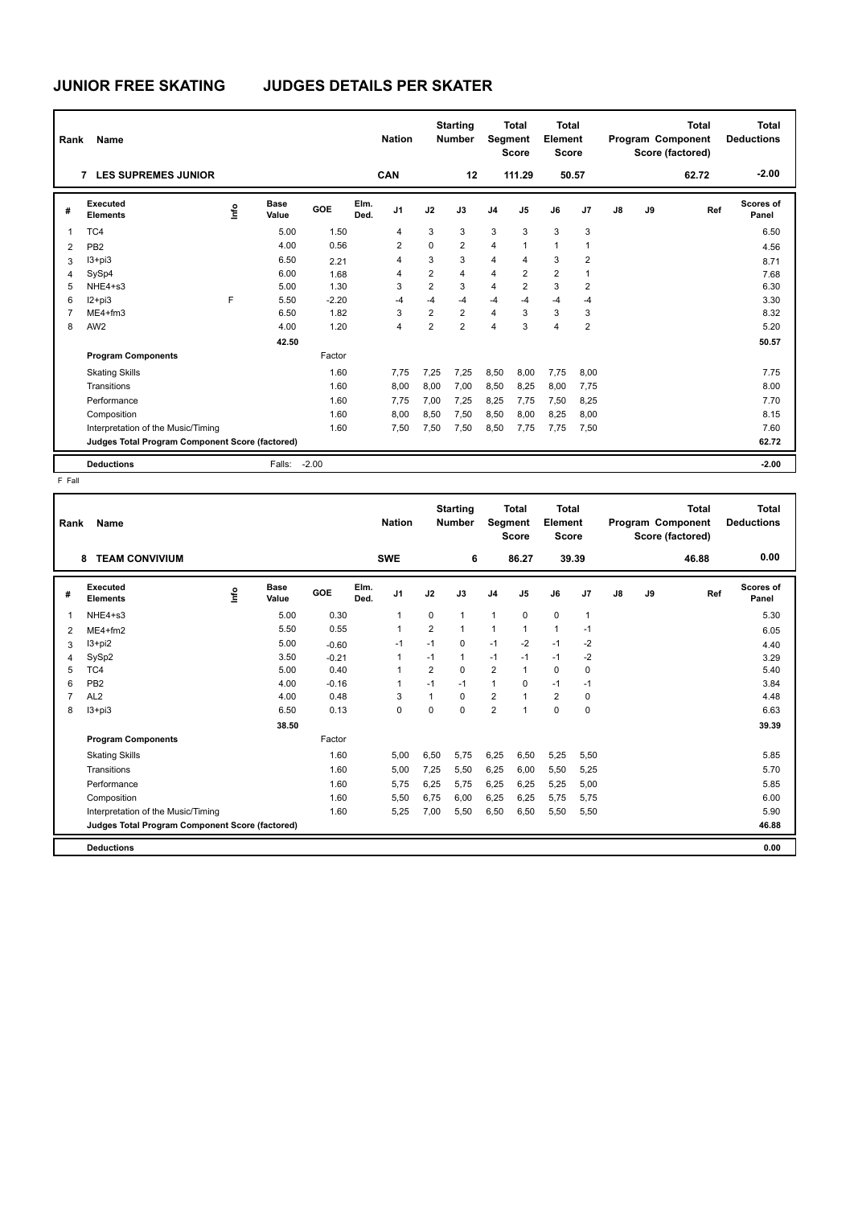# JUNIOR FREE SKATING JUDGES DETAILS PER SKATER

| Rank | Name | Nation | Starting Number | Total Segment Score | Total Element Score | Total Program Component Score (factored) | Total Deductions |
|---|---|---|---|---|---|---|---|
| 7 | LES SUPREMES JUNIOR | CAN | 12 | 111.29 | 50.57 | 62.72 | -2.00 |

| # | Executed Elements | Info | Base Value | GOE | Elm. Ded. | J1 | J2 | J3 | J4 | J5 | J6 | J7 | J8 | J9 | Ref | Scores of Panel |
|---|---|---|---|---|---|---|---|---|---|---|---|---|---|---|---|---|
| 1 | TC4 | | 5.00 | 1.50 | | 4 | 3 | 3 | 3 | 3 | 3 | 3 | | | | 6.50 |
| 2 | PB2 | | 4.00 | 0.56 | | 2 | 0 | 2 | 4 | 1 | 1 | 1 | | | | 4.56 |
| 3 | I3+pi3 | | 6.50 | 2.21 | | 4 | 3 | 3 | 4 | 4 | 3 | 2 | | | | 8.71 |
| 4 | SySp4 | | 6.00 | 1.68 | | 4 | 2 | 4 | 4 | 2 | 2 | 1 | | | | 7.68 |
| 5 | NHE4+s3 | | 5.00 | 1.30 | | 3 | 2 | 3 | 4 | 2 | 3 | 2 | | | | 6.30 |
| 6 | I2+pi3 | F | 5.50 | -2.20 | | -4 | -4 | -4 | -4 | -4 | -4 | -4 | | | | 3.30 |
| 7 | ME4+fm3 | | 6.50 | 1.82 | | 3 | 2 | 2 | 4 | 3 | 3 | 3 | | | | 8.32 |
| 8 | AW2 | | 4.00 | 1.20 | | 4 | 2 | 2 | 4 | 3 | 4 | 2 | | | | 5.20 |
| | | | 42.50 | | | | | | | | | | | | | 50.57 |
| | **Program Components** | | | Factor | | | | | | | | | | | | |
| | Skating Skills | | | 1.60 | | 7,75 | 7,25 | 7,25 | 8,50 | 8,00 | 7,75 | 8,00 | | | | 7.75 |
| | Transitions | | | 1.60 | | 8,00 | 8,00 | 7,00 | 8,50 | 8,25 | 8,00 | 7,75 | | | | 8.00 |
| | Performance | | | 1.60 | | 7,75 | 7,00 | 7,25 | 8,25 | 7,75 | 7,50 | 8,25 | | | | 7.70 |
| | Composition | | | 1.60 | | 8,00 | 8,50 | 7,50 | 8,50 | 8,00 | 8,25 | 8,00 | | | | 8.15 |
| | Interpretation of the Music/Timing | | | 1.60 | | 7,50 | 7,50 | 7,50 | 8,50 | 7,75 | 7,75 | 7,50 | | | | 7.60 |
| | **Judges Total Program Component Score (factored)** | | | | | | | | | | | | | | | 62.72 |
| | **Deductions** | | Falls: | -2.00 | | | | | | | | | | | | -2.00 |

F Fall

| Rank | Name | Nation | Starting Number | Total Segment Score | Total Element Score | Total Program Component Score (factored) | Total Deductions |
|---|---|---|---|---|---|---|---|
| 8 | TEAM CONVIVIUM | SWE | 6 | 86.27 | 39.39 | 46.88 | 0.00 |

| # | Executed Elements | Info | Base Value | GOE | Elm. Ded. | J1 | J2 | J3 | J4 | J5 | J6 | J7 | J8 | J9 | Ref | Scores of Panel |
|---|---|---|---|---|---|---|---|---|---|---|---|---|---|---|---|---|
| 1 | NHE4+s3 | | 5.00 | 0.30 | | 1 | 0 | 1 | 1 | 0 | 0 | 1 | | | | 5.30 |
| 2 | ME4+fm2 | | 5.50 | 0.55 | | 1 | 2 | 1 | 1 | 1 | 1 | -1 | | | | 6.05 |
| 3 | I3+pi2 | | 5.00 | -0.60 | | -1 | -1 | 0 | -1 | -2 | -1 | -2 | | | | 4.40 |
| 4 | SySp2 | | 3.50 | -0.21 | | 1 | -1 | 1 | -1 | -1 | -1 | -2 | | | | 3.29 |
| 5 | TC4 | | 5.00 | 0.40 | | 1 | 2 | 0 | 2 | 1 | 0 | 0 | | | | 5.40 |
| 6 | PB2 | | 4.00 | -0.16 | | 1 | -1 | -1 | 1 | 0 | -1 | -1 | | | | 3.84 |
| 7 | AL2 | | 4.00 | 0.48 | | 3 | 1 | 0 | 2 | 1 | 2 | 0 | | | | 4.48 |
| 8 | I3+pi3 | | 6.50 | 0.13 | | 0 | 0 | 0 | 2 | 1 | 0 | 0 | | | | 6.63 |
| | | | 38.50 | | | | | | | | | | | | | 39.39 |
| | **Program Components** | | | Factor | | | | | | | | | | | | |
| | Skating Skills | | | 1.60 | | 5,00 | 6,50 | 5,75 | 6,25 | 6,50 | 5,25 | 5,50 | | | | 5.85 |
| | Transitions | | | 1.60 | | 5,00 | 7,25 | 5,50 | 6,25 | 6,00 | 5,50 | 5,25 | | | | 5.70 |
| | Performance | | | 1.60 | | 5,75 | 6,25 | 5,75 | 6,25 | 6,25 | 5,25 | 5,00 | | | | 5.85 |
| | Composition | | | 1.60 | | 5,50 | 6,75 | 6,00 | 6,25 | 6,25 | 5,75 | 5,75 | | | | 6.00 |
| | Interpretation of the Music/Timing | | | 1.60 | | 5,25 | 7,00 | 5,50 | 6,50 | 6,50 | 5,50 | 5,50 | | | | 5.90 |
| | **Judges Total Program Component Score (factored)** | | | | | | | | | | | | | | | 46.88 |
| | **Deductions** | | | | | | | | | | | | | | | 0.00 |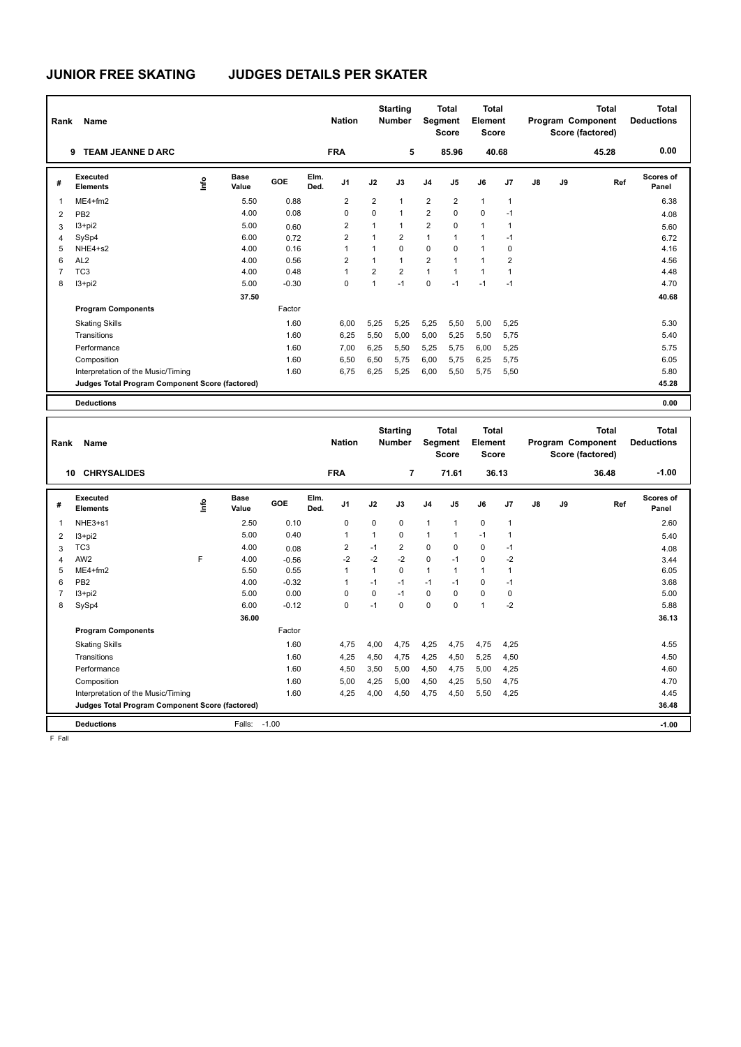# JUNIOR FREE SKATING JUDGES DETAILS PER SKATER

| Rank | Name | Nation | Starting Number | Total Segment Score | Total Element Score | Total Program Component Score (factored) | Total Deductions |
|---|---|---|---|---|---|---|---|
| 9 | TEAM JEANNE D ARC | FRA | 5 | 85.96 | 40.68 | 45.28 | 0.00 |

| # | Executed Elements | Info | Base Value | GOE | Elm. Ded. | J1 | J2 | J3 | J4 | J5 | J6 | J7 | J8 | J9 | Ref | Scores of Panel |
|---|---|---|---|---|---|---|---|---|---|---|---|---|---|---|---|---|
| 1 | ME4+fm2 | | 5.50 | 0.88 | | 2 | 2 | 1 | 2 | 2 | 1 | 1 | | | | 6.38 |
| 2 | PB2 | | 4.00 | 0.08 | | 0 | 0 | 1 | 2 | 0 | 0 | -1 | | | | 4.08 |
| 3 | I3+pi2 | | 5.00 | 0.60 | | 2 | 1 | 1 | 2 | 0 | 1 | 1 | | | | 5.60 |
| 4 | SySp4 | | 6.00 | 0.72 | | 2 | 1 | 2 | 1 | 1 | 1 | -1 | | | | 6.72 |
| 5 | NHE4+s2 | | 4.00 | 0.16 | | 1 | 1 | 0 | 0 | 0 | 1 | 0 | | | | 4.16 |
| 6 | AL2 | | 4.00 | 0.56 | | 2 | 1 | 1 | 2 | 1 | 1 | 2 | | | | 4.56 |
| 7 | TC3 | | 4.00 | 0.48 | | 1 | 2 | 2 | 1 | 1 | 1 | 1 | | | | 4.48 |
| 8 | I3+pi2 | | 5.00 | -0.30 | | 0 | 1 | -1 | 0 | -1 | -1 | -1 | | | | 4.70 |
| | | | 37.50 | | | | | | | | | | | | | 40.68 |
| | **Program Components** | | | Factor | | | | | | | | | | | | |
| | Skating Skills | | | 1.60 | | 6,00 | 5,25 | 5,25 | 5,25 | 5,50 | 5,00 | 5,25 | | | | 5.30 |
| | Transitions | | | 1.60 | | 6,25 | 5,50 | 5,00 | 5,00 | 5,25 | 5,50 | 5,75 | | | | 5.40 |
| | Performance | | | 1.60 | | 7,00 | 6,25 | 5,50 | 5,25 | 5,75 | 6,00 | 5,25 | | | | 5.75 |
| | Composition | | | 1.60 | | 6,50 | 6,50 | 5,75 | 6,00 | 5,75 | 6,25 | 5,75 | | | | 6.05 |
| | Interpretation of the Music/Timing | | | 1.60 | | 6,75 | 6,25 | 5,25 | 6,00 | 5,50 | 5,75 | 5,50 | | | | 5.80 |
| | **Judges Total Program Component Score (factored)** | | | | | | | | | | | | | | | 45.28 |
| | **Deductions** | | | | | | | | | | | | | | | 0.00 |

| Rank | Name | Nation | Starting Number | Total Segment Score | Total Element Score | Total Program Component Score (factored) | Total Deductions |
|---|---|---|---|---|---|---|---|
| 10 | CHRYSALIDES | FRA | 7 | 71.61 | 36.13 | 36.48 | -1.00 |

| # | Executed Elements | Info | Base Value | GOE | Elm. Ded. | J1 | J2 | J3 | J4 | J5 | J6 | J7 | J8 | J9 | Ref | Scores of Panel |
|---|---|---|---|---|---|---|---|---|---|---|---|---|---|---|---|---|
| 1 | NHE3+s1 | | 2.50 | 0.10 | | 0 | 0 | 0 | 1 | 1 | 0 | 1 | | | | 2.60 |
| 2 | I3+pi2 | | 5.00 | 0.40 | | 1 | 1 | 0 | 1 | 1 | -1 | 1 | | | | 5.40 |
| 3 | TC3 | | 4.00 | 0.08 | | 2 | -1 | 2 | 0 | 0 | 0 | -1 | | | | 4.08 |
| 4 | AW2 | F | 4.00 | -0.56 | | -2 | -2 | -2 | 0 | -1 | 0 | -2 | | | | 3.44 |
| 5 | ME4+fm2 | | 5.50 | 0.55 | | 1 | 1 | 0 | 1 | 1 | 1 | 1 | | | | 6.05 |
| 6 | PB2 | | 4.00 | -0.32 | | 1 | -1 | -1 | -1 | -1 | 0 | -1 | | | | 3.68 |
| 7 | I3+pi2 | | 5.00 | 0.00 | | 0 | 0 | -1 | 0 | 0 | 0 | 0 | | | | 5.00 |
| 8 | SySp4 | | 6.00 | -0.12 | | 0 | -1 | 0 | 0 | 0 | 1 | -2 | | | | 5.88 |
| | | | 36.00 | | | | | | | | | | | | | 36.13 |
| | **Program Components** | | | Factor | | | | | | | | | | | | |
| | Skating Skills | | | 1.60 | | 4,75 | 4,00 | 4,75 | 4,25 | 4,75 | 4,75 | 4,25 | | | | 4.55 |
| | Transitions | | | 1.60 | | 4,25 | 4,50 | 4,75 | 4,25 | 4,50 | 5,25 | 4,50 | | | | 4.50 |
| | Performance | | | 1.60 | | 4,50 | 3,50 | 5,00 | 4,50 | 4,75 | 5,00 | 4,25 | | | | 4.60 |
| | Composition | | | 1.60 | | 5,00 | 4,25 | 5,00 | 4,50 | 4,25 | 5,50 | 4,75 | | | | 4.70 |
| | Interpretation of the Music/Timing | | | 1.60 | | 4,25 | 4,00 | 4,50 | 4,75 | 4,50 | 5,50 | 4,25 | | | | 4.45 |
| | **Judges Total Program Component Score (factored)** | | | | | | | | | | | | | | | 36.48 |
| | **Deductions** | | Falls: | -1.00 | | | | | | | | | | | | -1.00 |

F Fall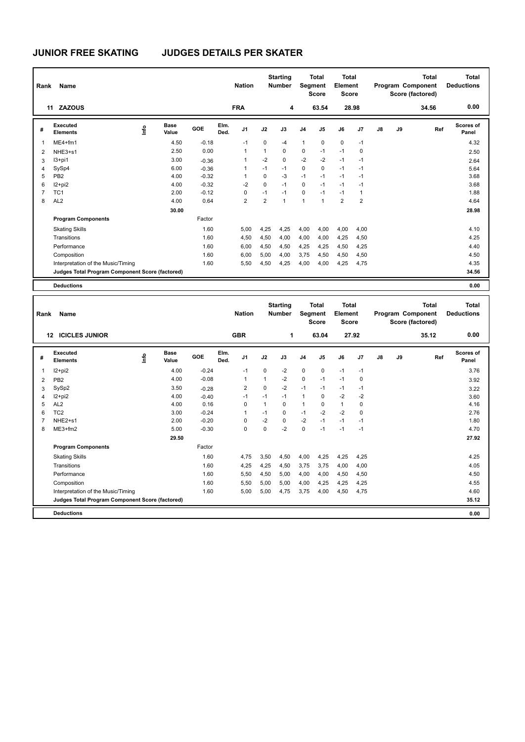# JUNIOR FREE SKATING JUDGES DETAILS PER SKATER

| Rank | Name | Nation | Starting Number | Total Segment Score | Total Element Score | Total Program Component Score (factored) | Total Deductions |
|---|---|---|---|---|---|---|---|
| 11 | ZAZOUS | FRA | 4 | 63.54 | 28.98 | 34.56 | 0.00 |

| # | Executed Elements | Info | Base Value | GOE | Elm. Ded. | J1 | J2 | J3 | J4 | J5 | J6 | J7 | J8 | J9 | Ref | Scores of Panel |
|---|---|---|---|---|---|---|---|---|---|---|---|---|---|---|---|---|
| 1 | ME4+fm1 | | 4.50 | -0.18 | | -1 | 0 | -4 | 1 | 0 | 0 | -1 | | | | 4.32 |
| 2 | NHE3+s1 | | 2.50 | 0.00 | | 1 | 1 | 0 | 0 | -1 | -1 | 0 | | | | 2.50 |
| 3 | I3+pi1 | | 3.00 | -0.36 | | 1 | -2 | 0 | -2 | -2 | -1 | -1 | | | | 2.64 |
| 4 | SySp4 | | 6.00 | -0.36 | | 1 | -1 | -1 | 0 | 0 | -1 | -1 | | | | 5.64 |
| 5 | PB2 | | 4.00 | -0.32 | | 1 | 0 | -3 | -1 | -1 | -1 | -1 | | | | 3.68 |
| 6 | I2+pi2 | | 4.00 | -0.32 | | -2 | 0 | -1 | 0 | -1 | -1 | -1 | | | | 3.68 |
| 7 | TC1 | | 2.00 | -0.12 | | 0 | -1 | -1 | 0 | -1 | -1 | 1 | | | | 1.88 |
| 8 | AL2 | | 4.00 | 0.64 | | 2 | 2 | 1 | 1 | 1 | 2 | 2 | | | | 4.64 |
| | | | 30.00 | | | | | | | | | | | | | 28.98 |
| | **Program Components** | | | Factor | | | | | | | | | | | | |
| | Skating Skills | | | 1.60 | | 5,00 | 4,25 | 4,25 | 4,00 | 4,00 | 4,00 | 4,00 | | | | 4.10 |
| | Transitions | | | 1.60 | | 4,50 | 4,50 | 4,00 | 4,00 | 4,00 | 4,25 | 4,50 | | | | 4.25 |
| | Performance | | | 1.60 | | 6,00 | 4,50 | 4,50 | 4,25 | 4,25 | 4,50 | 4,25 | | | | 4.40 |
| | Composition | | | 1.60 | | 6,00 | 5,00 | 4,00 | 3,75 | 4,50 | 4,50 | 4,50 | | | | 4.50 |
| | Interpretation of the Music/Timing | | | 1.60 | | 5,50 | 4,50 | 4,25 | 4,00 | 4,00 | 4,25 | 4,75 | | | | 4.35 |
| | **Judges Total Program Component Score (factored)** | | | | | | | | | | | | | | | 34.56 |
| | **Deductions** | | | | | | | | | | | | | | | 0.00 |

| Rank | Name | Nation | Starting Number | Total Segment Score | Total Element Score | Total Program Component Score (factored) | Total Deductions |
|---|---|---|---|---|---|---|---|
| 12 | ICICLES JUNIOR | GBR | 1 | 63.04 | 27.92 | 35.12 | 0.00 |

| # | Executed Elements | Info | Base Value | GOE | Elm. Ded. | J1 | J2 | J3 | J4 | J5 | J6 | J7 | J8 | J9 | Ref | Scores of Panel |
|---|---|---|---|---|---|---|---|---|---|---|---|---|---|---|---|---|
| 1 | I2+pi2 | | 4.00 | -0.24 | | -1 | 0 | -2 | 0 | 0 | -1 | -1 | | | | 3.76 |
| 2 | PB2 | | 4.00 | -0.08 | | 1 | 1 | -2 | 0 | -1 | -1 | 0 | | | | 3.92 |
| 3 | SySp2 | | 3.50 | -0.28 | | 2 | 0 | -2 | -1 | -1 | -1 | -1 | | | | 3.22 |
| 4 | I2+pi2 | | 4.00 | -0.40 | | -1 | -1 | -1 | 1 | 0 | -2 | -2 | | | | 3.60 |
| 5 | AL2 | | 4.00 | 0.16 | | 0 | 1 | 0 | 1 | 0 | 1 | 0 | | | | 4.16 |
| 6 | TC2 | | 3.00 | -0.24 | | 1 | -1 | 0 | -1 | -2 | -2 | 0 | | | | 2.76 |
| 7 | NHE2+s1 | | 2.00 | -0.20 | | 0 | -2 | 0 | -2 | -1 | -1 | -1 | | | | 1.80 |
| 8 | ME3+fm2 | | 5.00 | -0.30 | | 0 | 0 | -2 | 0 | -1 | -1 | -1 | | | | 4.70 |
| | | | 29.50 | | | | | | | | | | | | | 27.92 |
| | **Program Components** | | | Factor | | | | | | | | | | | | |
| | Skating Skills | | | 1.60 | | 4,75 | 3,50 | 4,50 | 4,00 | 4,25 | 4,25 | 4,25 | | | | 4.25 |
| | Transitions | | | 1.60 | | 4,25 | 4,25 | 4,50 | 3,75 | 3,75 | 4,00 | 4,00 | | | | 4.05 |
| | Performance | | | 1.60 | | 5,50 | 4,50 | 5,00 | 4,00 | 4,00 | 4,50 | 4,50 | | | | 4.50 |
| | Composition | | | 1.60 | | 5,50 | 5,00 | 5,00 | 4,00 | 4,25 | 4,25 | 4,25 | | | | 4.55 |
| | Interpretation of the Music/Timing | | | 1.60 | | 5,00 | 5,00 | 4,75 | 3,75 | 4,00 | 4,50 | 4,75 | | | | 4.60 |
| | **Judges Total Program Component Score (factored)** | | | | | | | | | | | | | | | 35.12 |
| | **Deductions** | | | | | | | | | | | | | | | 0.00 |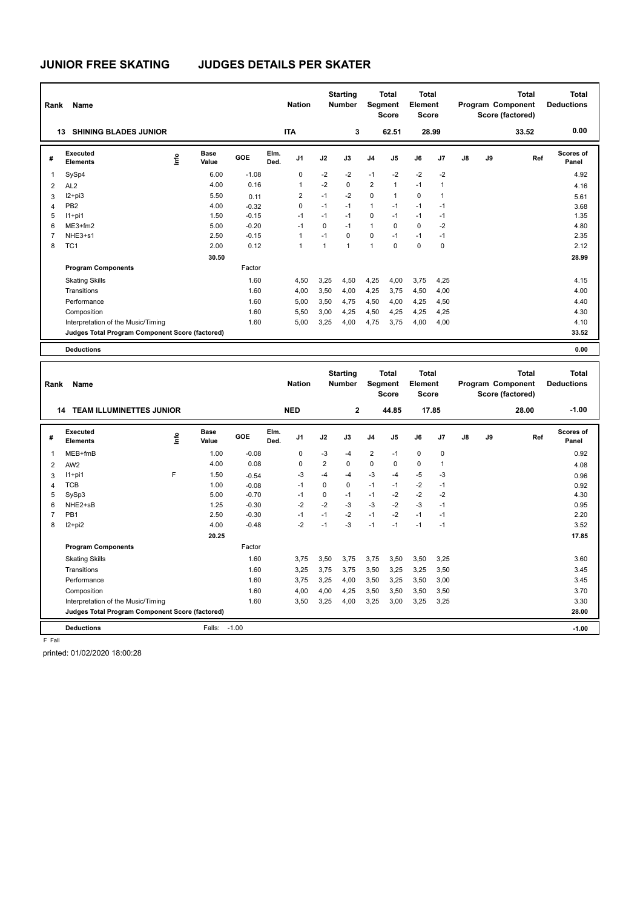# JUNIOR FREE SKATING JUDGES DETAILS PER SKATER

| Rank | Name | Nation | Starting Number | Total Segment Score | Total Element Score | Total Program Component Score (factored) | Total Deductions |
|---|---|---|---|---|---|---|---|
| 13 | SHINING BLADES JUNIOR | ITA | 3 | 62.51 | 28.99 | 33.52 | 0.00 |

| # | Executed Elements | Info | Base Value | GOE | Elm. Ded. | J1 | J2 | J3 | J4 | J5 | J6 | J7 | J8 | J9 | Ref | Scores of Panel |
|---|---|---|---|---|---|---|---|---|---|---|---|---|---|---|---|---|
| 1 | SySp4 | | 6.00 | -1.08 | | 0 | -2 | -2 | -1 | -2 | -2 | -2 | | | | 4.92 |
| 2 | AL2 | | 4.00 | 0.16 | | 1 | -2 | 0 | 2 | 1 | -1 | 1 | | | | 4.16 |
| 3 | I2+pi3 | | 5.50 | 0.11 | | 2 | -1 | -2 | 0 | 1 | 0 | 1 | | | | 5.61 |
| 4 | PB2 | | 4.00 | -0.32 | | 0 | -1 | -1 | 1 | -1 | -1 | -1 | | | | 3.68 |
| 5 | I1+pi1 | | 1.50 | -0.15 | | -1 | -1 | -1 | 0 | -1 | -1 | -1 | | | | 1.35 |
| 6 | ME3+fm2 | | 5.00 | -0.20 | | -1 | 0 | -1 | 1 | 0 | 0 | -2 | | | | 4.80 |
| 7 | NHE3+s1 | | 2.50 | -0.15 | | 1 | -1 | 0 | 0 | -1 | -1 | -1 | | | | 2.35 |
| 8 | TC1 | | 2.00 | 0.12 | | 1 | 1 | 1 | 1 | 0 | 0 | 0 | | | | 2.12 |
| | | | 30.50 | | | | | | | | | | | | | 28.99 |
| | **Program Components** | | Factor | | | | | | | | | | | | | |
| | Skating Skills | | 1.60 | | | 4,50 | 3,25 | 4,50 | 4,25 | 4,00 | 3,75 | 4,25 | | | | 4.15 |
| | Transitions | | 1.60 | | | 4,00 | 3,50 | 4,00 | 4,25 | 3,75 | 4,50 | 4,00 | | | | 4.00 |
| | Performance | | 1.60 | | | 5,00 | 3,50 | 4,75 | 4,50 | 4,00 | 4,25 | 4,50 | | | | 4.40 |
| | Composition | | 1.60 | | | 5,50 | 3,00 | 4,25 | 4,50 | 4,25 | 4,25 | 4,25 | | | | 4.30 |
| | Interpretation of the Music/Timing | | 1.60 | | | 5,00 | 3,25 | 4,00 | 4,75 | 3,75 | 4,00 | 4,00 | | | | 4.10 |
| | **Judges Total Program Component Score (factored)** | | | | | | | | | | | | | | | 33.52 |
| | **Deductions** | | | | | | | | | | | | | | | 0.00 |

| Rank | Name | Nation | Starting Number | Total Segment Score | Total Element Score | Total Program Component Score (factored) | Total Deductions |
|---|---|---|---|---|---|---|---|
| 14 | TEAM ILLUMINETTES JUNIOR | NED | 2 | 44.85 | 17.85 | 28.00 | -1.00 |

| # | Executed Elements | Info | Base Value | GOE | Elm. Ded. | J1 | J2 | J3 | J4 | J5 | J6 | J7 | J8 | J9 | Ref | Scores of Panel |
|---|---|---|---|---|---|---|---|---|---|---|---|---|---|---|---|---|
| 1 | MEB+fmB | | 1.00 | -0.08 | | 0 | -3 | -4 | 2 | -1 | 0 | 0 | | | | 0.92 |
| 2 | AW2 | | 4.00 | 0.08 | | 0 | 2 | 0 | 0 | 0 | 0 | 1 | | | | 4.08 |
| 3 | I1+pi1 | F | 1.50 | -0.54 | | -3 | -4 | -4 | -3 | -4 | -5 | -3 | | | | 0.96 |
| 4 | TCB | | 1.00 | -0.08 | | -1 | 0 | 0 | -1 | -1 | -2 | -1 | | | | 0.92 |
| 5 | SySp3 | | 5.00 | -0.70 | | -1 | 0 | -1 | -1 | -2 | -2 | -2 | | | | 4.30 |
| 6 | NHE2+sB | | 1.25 | -0.30 | | -2 | -2 | -3 | -3 | -2 | -3 | -1 | | | | 0.95 |
| 7 | PB1 | | 2.50 | -0.30 | | -1 | -1 | -2 | -1 | -2 | -1 | -1 | | | | 2.20 |
| 8 | I2+pi2 | | 4.00 | -0.48 | | -2 | -1 | -3 | -1 | -1 | -1 | -1 | | | | 3.52 |
| | | | 20.25 | | | | | | | | | | | | | 17.85 |
| | **Program Components** | | Factor | | | | | | | | | | | | | |
| | Skating Skills | | 1.60 | | | 3,75 | 3,50 | 3,75 | 3,75 | 3,50 | 3,50 | 3,25 | | | | 3.60 |
| | Transitions | | 1.60 | | | 3,25 | 3,75 | 3,75 | 3,50 | 3,25 | 3,25 | 3,50 | | | | 3.45 |
| | Performance | | 1.60 | | | 3,75 | 3,25 | 4,00 | 3,50 | 3,25 | 3,50 | 3,00 | | | | 3.45 |
| | Composition | | 1.60 | | | 4,00 | 4,00 | 4,25 | 3,50 | 3,50 | 3,50 | 3,50 | | | | 3.70 |
| | Interpretation of the Music/Timing | | 1.60 | | | 3,50 | 3,25 | 4,00 | 3,25 | 3,00 | 3,25 | 3,25 | | | | 3.30 |
| | **Judges Total Program Component Score (factored)** | | | | | | | | | | | | | | | 28.00 |
| | **Deductions** | | Falls: -1.00 | | | | | | | | | | | | | -1.00 |

F Fall

printed: 01/02/2020 18:00:28